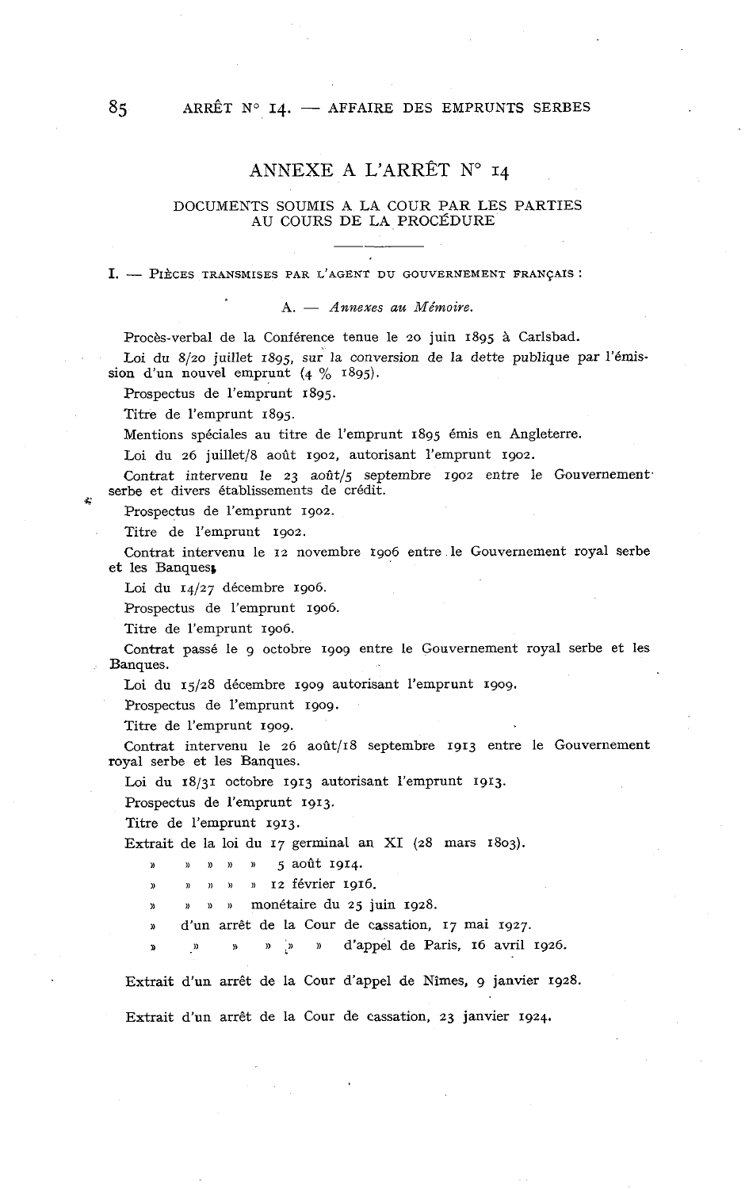# ANNEXE A L'ARRÊT N° 14

## DOCUMENTS SOUMIS A LA COUR PAR LES PARTIES AU COURS DE LA PROCÉDURE

---

I. — Pièces transmises par l'agent du gouvernement français :

### A. — *Annexes au Mémoire.*

Procès-verbal de la Conférence tenue le 20 juin 1895 à Carlsbad.

Loi du 8/20 juillet 1895, sur la conversion de la dette publique par l'émission d'un nouvel emprunt (4 % 1895).

Prospectus de l'emprunt 1895.

Titre de l'emprunt 1895.

Mentions spéciales au titre de l'emprunt 1895 émis en Angleterre.

Loi du 26 juillet/8 août 1902, autorisant l'emprunt 1902.

Contrat intervenu le 23 août/5 septembre 1902 entre le Gouvernement serbe et divers établissements de crédit.

Prospectus de l'emprunt 1902.

Titre de l'emprunt 1902.

Contrat intervenu le 12 novembre 1906 entre le Gouvernement royal serbe et les Banques.

Loi du 14/27 décembre 1906.

Prospectus de l'emprunt 1906.

Titre de l'emprunt 1906.

Contrat passé le 9 octobre 1909 entre le Gouvernement royal serbe et les Banques.

Loi du 15/28 décembre 1909 autorisant l'emprunt 1909.

Prospectus de l'emprunt 1909.

Titre de l'emprunt 1909.

Contrat intervenu le 26 août/18 septembre 1913 entre le Gouvernement royal serbe et les Banques.

Loi du 18/31 octobre 1913 autorisant l'emprunt 1913.

Prospectus de l'emprunt 1913.

Titre de l'emprunt 1913.

Extrait de la loi du 17 germinal an XI (28 mars 1803).

» » » » » 5 août 1914.

» » » » » 12 février 1916.

» » » » monétaire du 25 juin 1928.

» d'un arrêt de la Cour de cassation, 17 mai 1927.

» » » » » » d'appel de Paris, 16 avril 1926.

Extrait d'un arrêt de la Cour d'appel de Nîmes, 9 janvier 1928.

Extrait d'un arrêt de la Cour de cassation, 23 janvier 1924.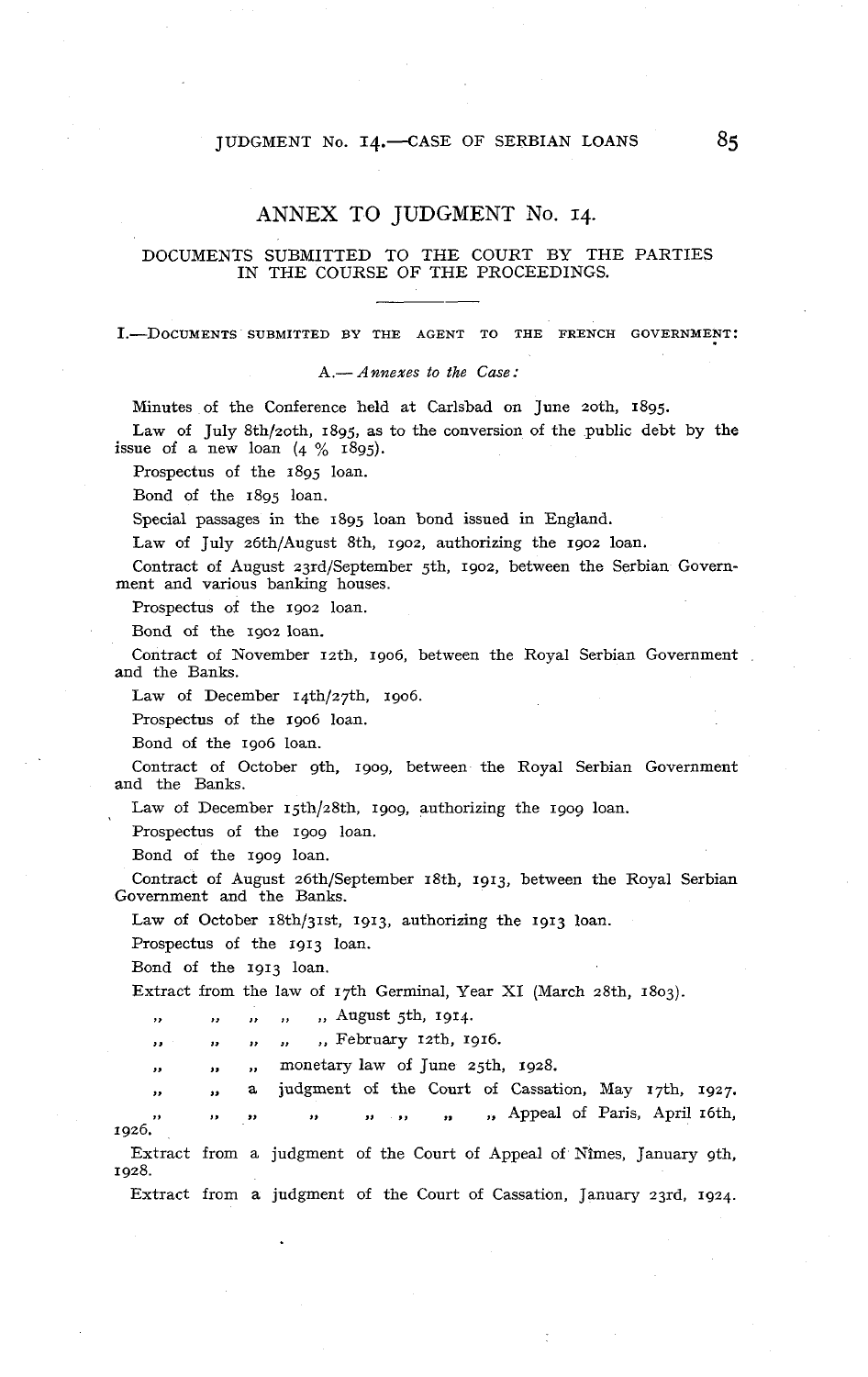## ANNEX TO JUDGMENT No. 14.

### DOCUMENTS SUBMITTED TO THE COURT BY THE PARTIES IN THE COURSE OF THE PROCEEDINGS.

---

I.—DOCUMENTS SUBMITTED BY THE AGENT TO THE FRENCH GOVERNMENT:

*A.—Annexes to the Case:*

Minutes of the Conference held at Carlsbad on June 20th, 1895.

Law of July 8th/20th, 1895, as to the conversion of the public debt by the issue of a new loan (4 % 1895).

Prospectus of the 1895 loan.

Bond of the 1895 loan.

Special passages in the 1895 loan bond issued in England.

Law of July 26th/August 8th, 1902, authorizing the 1902 loan.

Contract of August 23rd/September 5th, 1902, between the Serbian Government and various banking houses.

Prospectus of the 1902 loan.

Bond of the 1902 loan.

Contract of November 12th, 1906, between the Royal Serbian Government and the Banks.

Law of December 14th/27th, 1906.

Prospectus of the 1906 loan.

Bond of the 1906 loan.

Contract of October 9th, 1909, between the Royal Serbian Government and the Banks.

Law of December 15th/28th, 1909, authorizing the 1909 loan.

Prospectus of the 1909 loan.

Bond of the 1909 loan.

Contract of August 26th/September 18th, 1913, between the Royal Serbian Government and the Banks.

Law of October 18th/31st, 1913, authorizing the 1913 loan.

Prospectus of the 1913 loan.

Bond of the 1913 loan.

Extract from the law of 17th Germinal, Year XI (March 28th, 1803).

" " " " " August 5th, 1914.

" " " " " February 12th, 1916.

" " " monetary law of June 25th, 1928.

" " a judgment of the Court of Cassation, May 17th, 1927.

" " " " " " " " Appeal of Paris, April 16th, 1926.

Extract from a judgment of the Court of Appeal of Nîmes, January 9th, 1928.

Extract from a judgment of the Court of Cassation, January 23rd, 1924.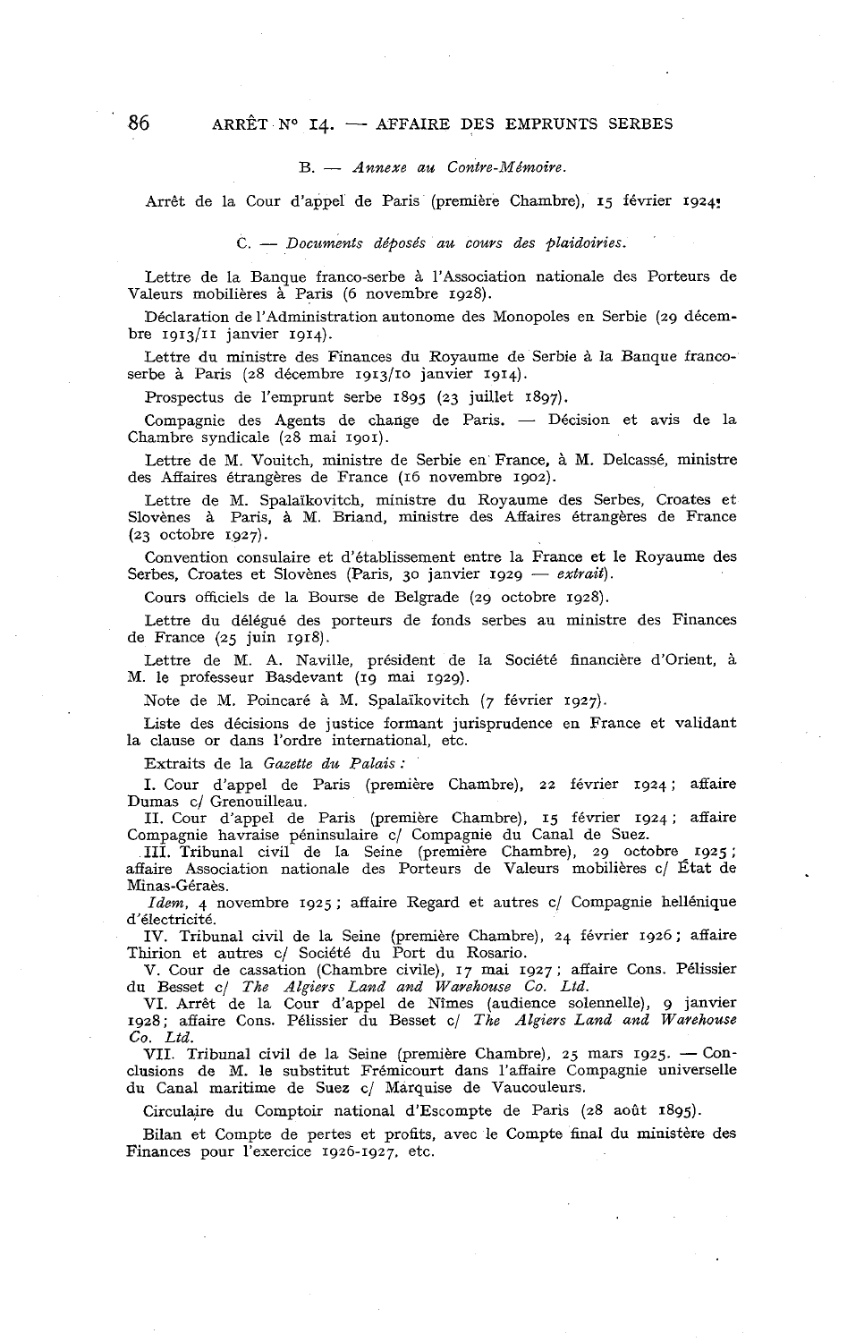B. — *Annexe au Contre-Mémoire.*

Arrêt de la Cour d'appel de Paris (première Chambre), 15 février 1924.

C. — *Documents déposés au cours des plaidoiries.*

Lettre de la Banque franco-serbe à l'Association nationale des Porteurs de Valeurs mobilières à Paris (6 novembre 1928).

Déclaration de l'Administration autonome des Monopoles en Serbie (29 décembre 1913/11 janvier 1914).

Lettre du ministre des Finances du Royaume de Serbie à la Banque franco-serbe à Paris (28 décembre 1913/10 janvier 1914).

Prospectus de l'emprunt serbe 1895 (23 juillet 1897).

Compagnie des Agents de change de Paris. — Décision et avis de la Chambre syndicale (28 mai 1901).

Lettre de M. Vouitch, ministre de Serbie en France, à M. Delcassé, ministre des Affaires étrangères de France (16 novembre 1902).

Lettre de M. Spalaïkovitch, ministre du Royaume des Serbes, Croates et Slovènes à Paris, à M. Briand, ministre des Affaires étrangères de France (23 octobre 1927).

Convention consulaire et d'établissement entre la France et le Royaume des Serbes, Croates et Slovènes (Paris, 30 janvier 1929 — *extrait*).

Cours officiels de la Bourse de Belgrade (29 octobre 1928).

Lettre du délégué des porteurs de fonds serbes au ministre des Finances de France (25 juin 1918).

Lettre de M. A. Naville, président de la Société financière d'Orient, à M. le professeur Basdevant (19 mai 1929).

Note de M. Poincaré à M. Spalaïkovitch (7 février 1927).

Liste des décisions de justice formant jurisprudence en France et validant la clause or dans l'ordre international, etc.

Extraits de la *Gazette du Palais :*

I. Cour d'appel de Paris (première Chambre), 22 février 1924; affaire Dumas c/ Grenouilleau.

II. Cour d'appel de Paris (première Chambre), 15 février 1924; affaire Compagnie havraise péninsulaire c/ Compagnie du Canal de Suez.

III. Tribunal civil de la Seine (première Chambre), 29 octobre 1925; affaire Association nationale des Porteurs de Valeurs mobilières c/ État de Minas-Géraès.

*Idem,* 4 novembre 1925; affaire Regard et autres c/ Compagnie hellénique d'électricité.

IV. Tribunal civil de la Seine (première Chambre), 24 février 1926; affaire Thirion et autres c/ Société du Port du Rosario.

V. Cour de cassation (Chambre civile), 17 mai 1927; affaire Cons. Pélissier du Besset c/ *The Algiers Land and Warehouse Co. Ltd.*

VI. Arrêt de la Cour d'appel de Nîmes (audience solennelle), 9 janvier 1928; affaire Cons. Pélissier du Besset c/ *The Algiers Land and Warehouse Co. Ltd.*

VII. Tribunal civil de la Seine (première Chambre), 25 mars 1925. — Conclusions de M. le substitut Frémicourt dans l'affaire Compagnie universelle du Canal maritime de Suez c/ Marquise de Vaucouleurs.

Circulaire du Comptoir national d'Escompte de Paris (28 août 1895).

Bilan et Compte de pertes et profits, avec le Compte final du ministère des Finances pour l'exercice 1926-1927, etc.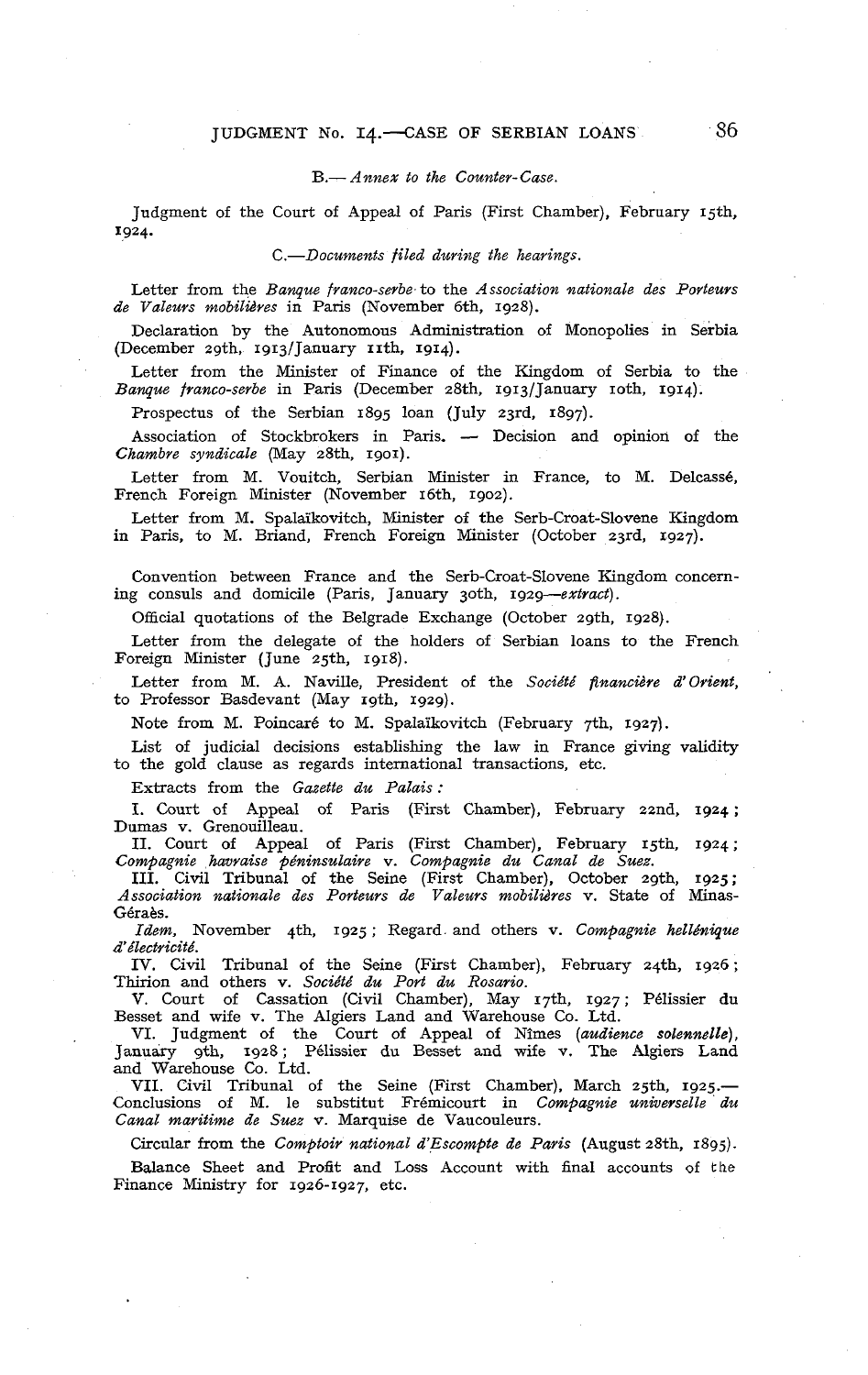B.—*Annex to the Counter-Case.*

Judgment of the Court of Appeal of Paris (First Chamber), February 15th, 1924.

C.—*Documents filed during the hearings.*

Letter from the *Banque franco-serbe* to the *Association nationale des Porteurs de Valeurs mobilières* in Paris (November 6th, 1928).

Declaration by the Autonomous Administration of Monopolies in Serbia (December 29th, 1913/January 11th, 1914).

Letter from the Minister of Finance of the Kingdom of Serbia to the *Banque franco-serbe* in Paris (December 28th, 1913/January 10th, 1914).

Prospectus of the Serbian 1895 loan (July 23rd, 1897).

Association of Stockbrokers in Paris. — Decision and opinion of the *Chambre syndicale* (May 28th, 1901).

Letter from M. Vouitch, Serbian Minister in France, to M. Delcassé, French Foreign Minister (November 16th, 1902).

Letter from M. Spalaïkovitch, Minister of the Serb-Croat-Slovene Kingdom in Paris, to M. Briand, French Foreign Minister (October 23rd, 1927).

Convention between France and the Serb-Croat-Slovene Kingdom concerning consuls and domicile (Paris, January 30th, 1929—*extract*).

Official quotations of the Belgrade Exchange (October 29th, 1928).

Letter from the delegate of the holders of Serbian loans to the French Foreign Minister (June 25th, 1918).

Letter from M. A. Naville, President of the *Société financière d'Orient*, to Professor Basdevant (May 19th, 1929).

Note from M. Poincaré to M. Spalaïkovitch (February 7th, 1927).

List of judicial decisions establishing the law in France giving validity to the gold clause as regards international transactions, etc.

Extracts from the *Gazette du Palais*:

I. Court of Appeal of Paris (First Chamber), February 22nd, 1924; Dumas v. Grenouilleau.

II. Court of Appeal of Paris (First Chamber), February 15th, 1924; *Compagnie havraise péninsulaire* v. *Compagnie du Canal de Suez.*

III. Civil Tribunal of the Seine (First Chamber), October 29th, 1925; *Association nationale des Porteurs de Valeurs mobilières* v. State of Minas-Géraès.

*Idem*, November 4th, 1925; Regard and others v. *Compagnie hellénique d'électricité.*

IV. Civil Tribunal of the Seine (First Chamber), February 24th, 1926; Thirion and others v. *Société du Port du Rosario.*

V. Court of Cassation (Civil Chamber), May 17th, 1927; Pélissier du Besset and wife v. The Algiers Land and Warehouse Co. Ltd.

VI. Judgment of the Court of Appeal of Nîmes (*audience solennelle*), January 9th, 1928; Pélissier du Besset and wife v. The Algiers Land and Warehouse Co. Ltd.

VII. Civil Tribunal of the Seine (First Chamber), March 25th, 1925.—Conclusions of M. le substitut Frémicourt in *Compagnie universelle du Canal maritime de Suez* v. Marquise de Vaucouleurs.

Circular from the *Comptoir national d'Escompte de Paris* (August 28th, 1895).

Balance Sheet and Profit and Loss Account with final accounts of the Finance Ministry for 1926-1927, etc.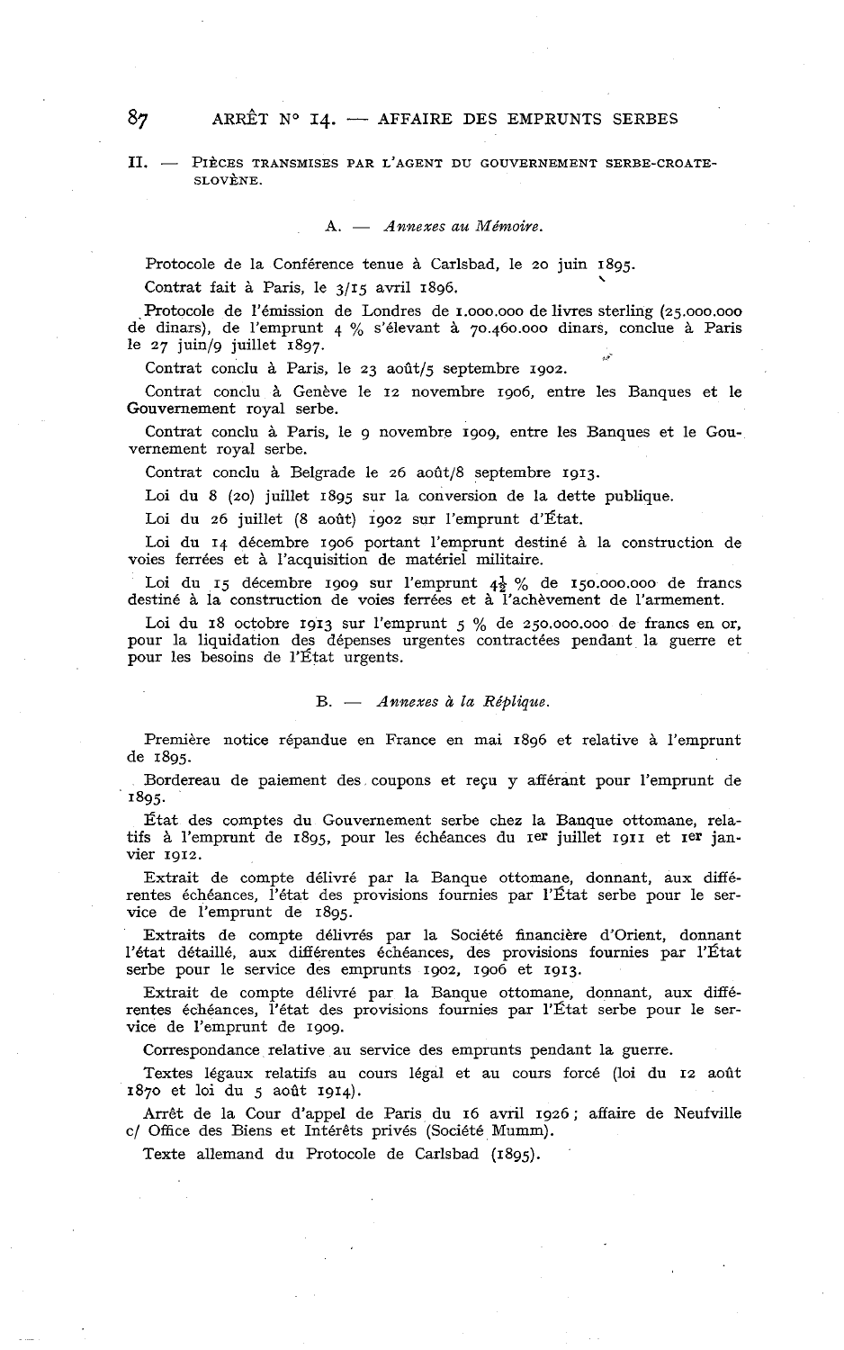## II. — Pièces transmises par l'agent du Gouvernement serbe-croate-slovène.

### A. — *Annexes au Mémoire.*

Protocole de la Conférence tenue à Carlsbad, le 20 juin 1895.

Contrat fait à Paris, le 3/15 avril 1896.

Protocole de l'émission de Londres de 1.000.000 de livres sterling (25.000.000 de dinars), de l'emprunt 4 % s'élevant à 70.460.000 dinars, conclue à Paris le 27 juin/9 juillet 1897.

Contrat conclu à Paris, le 23 août/5 septembre 1902.

Contrat conclu à Genève le 12 novembre 1906, entre les Banques et le Gouvernement royal serbe.

Contrat conclu à Paris, le 9 novembre 1909, entre les Banques et le Gouvernement royal serbe.

Contrat conclu à Belgrade le 26 août/8 septembre 1913.

Loi du 8 (20) juillet 1895 sur la conversion de la dette publique.

Loi du 26 juillet (8 août) 1902 sur l'emprunt d'État.

Loi du 14 décembre 1906 portant l'emprunt destiné à la construction de voies ferrées et à l'acquisition de matériel militaire.

Loi du 15 décembre 1909 sur l'emprunt 4½ % de 150.000.000 de francs destiné à la construction de voies ferrées et à l'achèvement de l'armement.

Loi du 18 octobre 1913 sur l'emprunt 5 % de 250.000.000 de francs en or, pour la liquidation des dépenses urgentes contractées pendant la guerre et pour les besoins de l'État urgents.

### B. — *Annexes à la Réplique.*

Première notice répandue en France en mai 1896 et relative à l'emprunt de 1895.

Bordereau de paiement des coupons et reçu y afférant pour l'emprunt de 1895.

État des comptes du Gouvernement serbe chez la Banque ottomane, relatifs à l'emprunt de 1895, pour les échéances du 1er juillet 1911 et 1er janvier 1912.

Extrait de compte délivré par la Banque ottomane, donnant, aux différentes échéances, l'état des provisions fournies par l'État serbe pour le service de l'emprunt de 1895.

Extraits de compte délivrés par la Société financière d'Orient, donnant l'état détaillé, aux différentes échéances, des provisions fournies par l'État serbe pour le service des emprunts 1902, 1906 et 1913.

Extrait de compte délivré par la Banque ottomane, donnant, aux différentes échéances, l'état des provisions fournies par l'État serbe pour le service de l'emprunt de 1909.

Correspondance relative au service des emprunts pendant la guerre.

Textes légaux relatifs au cours légal et au cours forcé (loi du 12 août 1870 et loi du 5 août 1914).

Arrêt de la Cour d'appel de Paris du 16 avril 1926 ; affaire de Neufville c/ Office des Biens et Intérêts privés (Société Mumm).

Texte allemand du Protocole de Carlsbad (1895).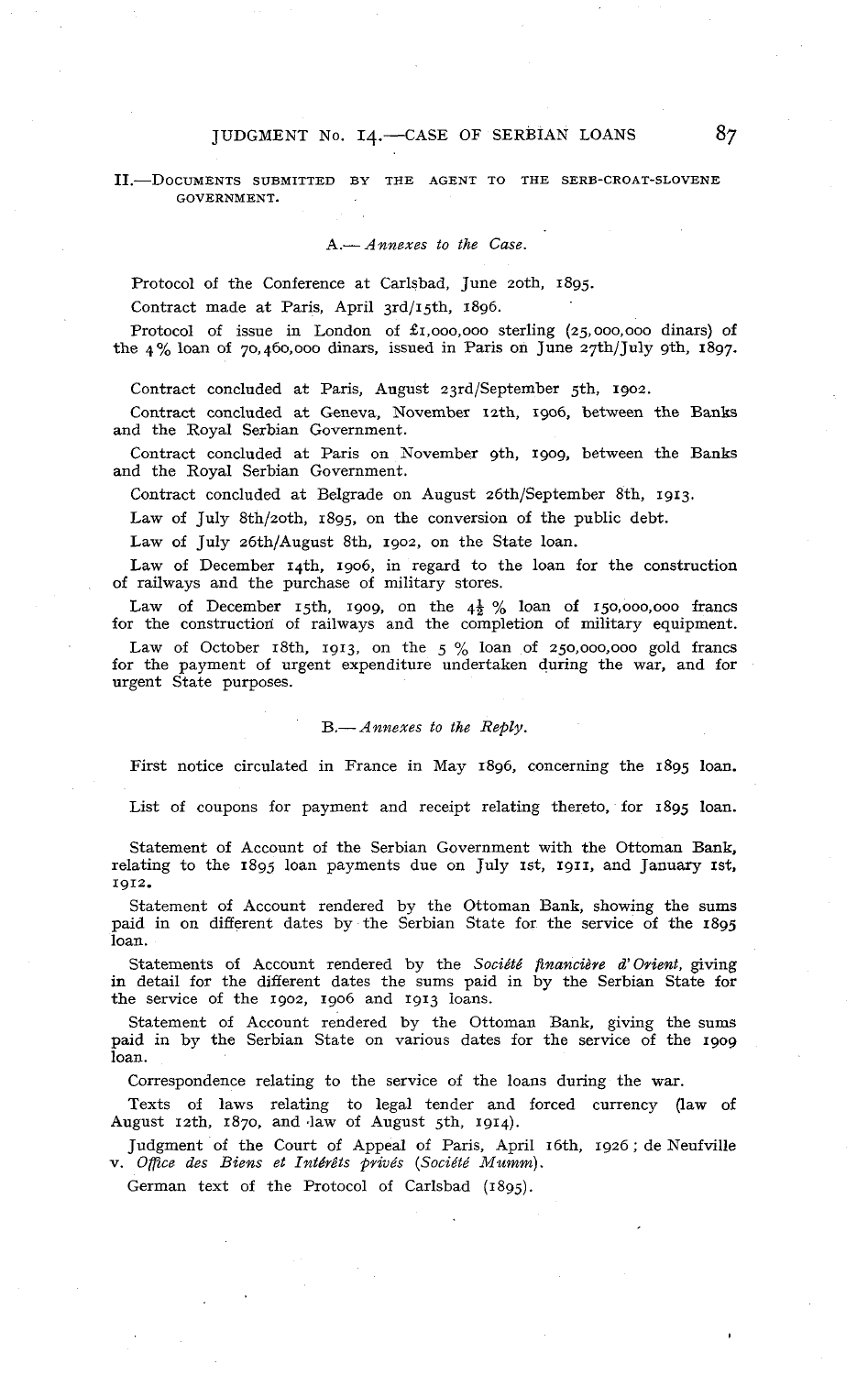## II.—Documents submitted by the Agent to the Serb-Croat-Slovene Government.

### A.—*Annexes to the Case.*

Protocol of the Conference at Carlsbad, June 20th, 1895.

Contract made at Paris, April 3rd/15th, 1896.

Protocol of issue in London of £1,000,000 sterling (25,000,000 dinars) of the 4% loan of 70,460,000 dinars, issued in Paris on June 27th/July 9th, 1897.

Contract concluded at Paris, August 23rd/September 5th, 1902.

Contract concluded at Geneva, November 12th, 1906, between the Banks and the Royal Serbian Government.

Contract concluded at Paris on November 9th, 1909, between the Banks and the Royal Serbian Government.

Contract concluded at Belgrade on August 26th/September 8th, 1913.

Law of July 8th/20th, 1895, on the conversion of the public debt.

Law of July 26th/August 8th, 1902, on the State loan.

Law of December 14th, 1906, in regard to the loan for the construction of railways and the purchase of military stores.

Law of December 15th, 1909, on the 4½% loan of 150,000,000 francs for the construction of railways and the completion of military equipment.

Law of October 18th, 1913, on the 5% loan of 250,000,000 gold francs for the payment of urgent expenditure undertaken during the war, and for urgent State purposes.

### B.—*Annexes to the Reply.*

First notice circulated in France in May 1896, concerning the 1895 loan.

List of coupons for payment and receipt relating thereto, for 1895 loan.

Statement of Account of the Serbian Government with the Ottoman Bank, relating to the 1895 loan payments due on July 1st, 1911, and January 1st, 1912.

Statement of Account rendered by the Ottoman Bank, showing the sums paid in on different dates by the Serbian State for the service of the 1895 loan.

Statements of Account rendered by the *Société financière d'Orient*, giving in detail for the different dates the sums paid in by the Serbian State for the service of the 1902, 1906 and 1913 loans.

Statement of Account rendered by the Ottoman Bank, giving the sums paid in by the Serbian State on various dates for the service of the 1909 loan.

Correspondence relating to the service of the loans during the war.

Texts of laws relating to legal tender and forced currency (law of August 12th, 1870, and law of August 5th, 1914).

Judgment of the Court of Appeal of Paris, April 16th, 1926; de Neufville v. *Office des Biens et Intérêts privés (Société Mumm).*

German text of the Protocol of Carlsbad (1895).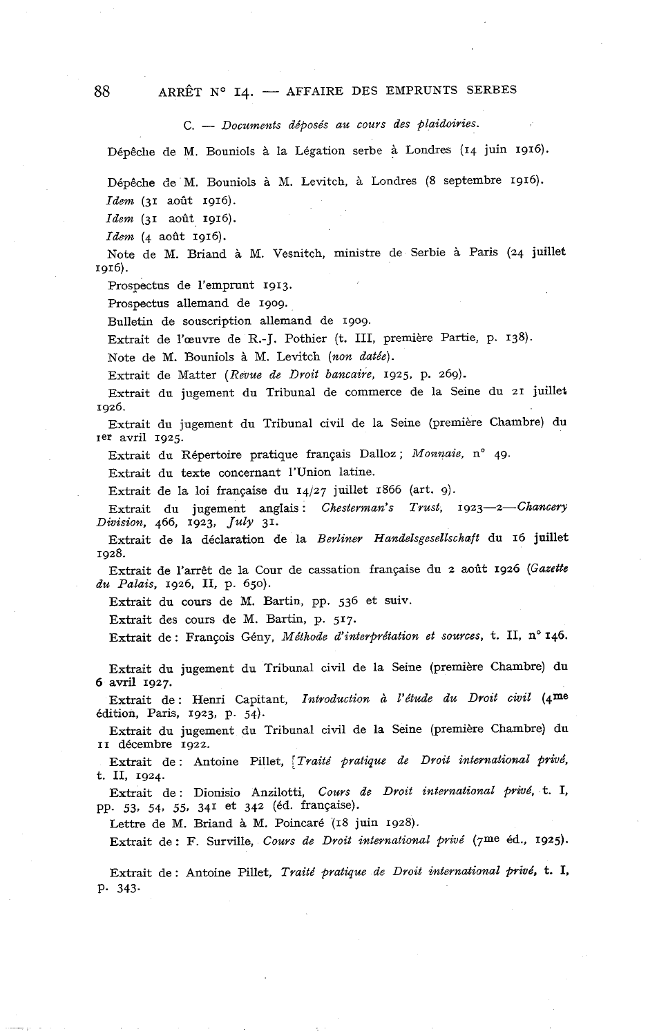C. — *Documents déposés au cours des plaidoiries.*

Dépêche de M. Bouniols à la Légation serbe à Londres (14 juin 1916).

Dépêche de M. Bouniols à M. Levitch, à Londres (8 septembre 1916).

*Idem* (31 août 1916).

*Idem* (31 août 1916).

*Idem* (4 août 1916).

Note de M. Briand à M. Vesnitch, ministre de Serbie à Paris (24 juillet 1916).

Prospectus de l'emprunt 1913.

Prospectus allemand de 1909.

Bulletin de souscription allemand de 1909.

Extrait de l'œuvre de R.-J. Pothier (t. III, première Partie, p. 138).

Note de M. Bouniols à M. Levitch (*non datée*).

Extrait de Matter (*Revue de Droit bancaire*, 1925, p. 269).

Extrait du jugement du Tribunal de commerce de la Seine du 21 juillet 1926.

Extrait du jugement du Tribunal civil de la Seine (première Chambre) du 1er avril 1925.

Extrait du Répertoire pratique français Dalloz ; *Monnaie*, n° 49.

Extrait du texte concernant l'Union latine.

Extrait de la loi française du 14/27 juillet 1866 (art. 9).

Extrait du jugement anglais : *Chesterman's Trust*, 1923—2—*Chancery Division*, 466, 1923, *July* 31.

Extrait de la déclaration de la *Berliner Handelsgesellschaft* du 16 juillet 1928.

Extrait de l'arrêt de la Cour de cassation française du 2 août 1926 (*Gazette du Palais*, 1926, II, p. 650).

Extrait du cours de M. Bartin, pp. 536 et suiv.

Extrait des cours de M. Bartin, p. 517.

Extrait de : François Gény, *Méthode d'interprétation et sources*, t. II, n° 146.

Extrait du jugement du Tribunal civil de la Seine (première Chambre) du 6 avril 1927.

Extrait de : Henri Capitant, *Introduction à l'étude du Droit civil* (4me édition, Paris, 1923, p. 54).

Extrait du jugement du Tribunal civil de la Seine (première Chambre) du 11 décembre 1922.

Extrait de : Antoine Pillet, *Traité pratique de Droit international privé*, t. II, 1924.

Extrait de : Dionisio Anzilotti, *Cours de Droit international privé*, t. I, pp. 53, 54, 55, 341 et 342 (éd. française).

Lettre de M. Briand à M. Poincaré (18 juin 1928).

Extrait de : F. Surville, *Cours de Droit international privé* (7me éd., 1925).

Extrait de : Antoine Pillet, *Traité pratique de Droit international privé*, t. I, p. 343.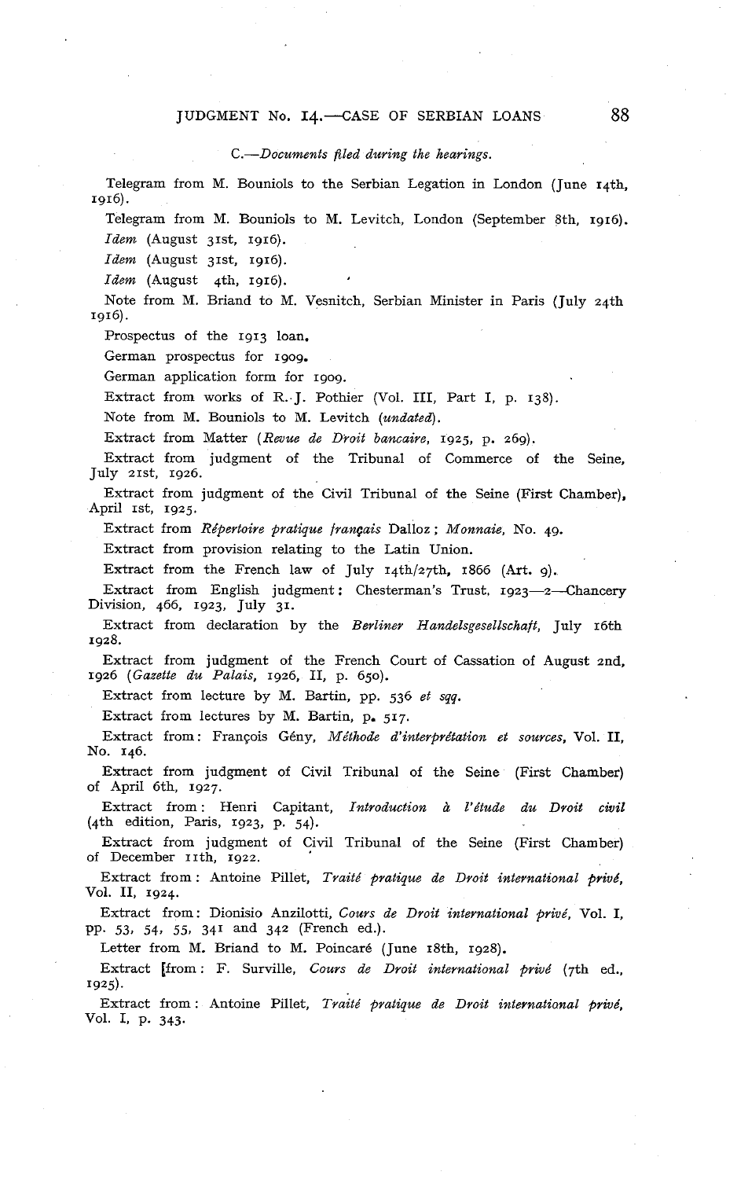*C.—Documents filed during the hearings.*

Telegram from M. Bouniols to the Serbian Legation in London (June 14th, 1916).

Telegram from M. Bouniols to M. Levitch, London (September 8th, 1916).

*Idem* (August 31st, 1916).

*Idem* (August 31st, 1916).

*Idem* (August 4th, 1916).

Note from M. Briand to M. Vesnitch, Serbian Minister in Paris (July 24th 1916).

Prospectus of the 1913 loan.

German prospectus for 1909.

German application form for 1909.

Extract from works of R. J. Pothier (Vol. III, Part I, p. 138).

Note from M. Bouniols to M. Levitch (*undated*).

Extract from Matter (*Revue de Droit bancaire*, 1925, p. 269).

Extract from judgment of the Tribunal of Commerce of the Seine, July 21st, 1926.

Extract from judgment of the Civil Tribunal of the Seine (First Chamber), April 1st, 1925.

Extract from *Répertoire pratique français* Dalloz; *Monnaie*, No. 49.

Extract from provision relating to the Latin Union.

Extract from the French law of July 14th/27th, 1866 (Art. 9).

Extract from English judgment: Chesterman's Trust, 1923—2—Chancery Division, 466, 1923, July 31.

Extract from declaration by the *Berliner Handelsgesellschaft*, July 16th 1928.

Extract from judgment of the French Court of Cassation of August 2nd, 1926 (*Gazette du Palais*, 1926, II, p. 650).

Extract from lecture by M. Bartin, pp. 536 *et sqq.*

Extract from lectures by M. Bartin, p. 517.

Extract from: François Gény, *Méthode d'interprétation et sources*, Vol. II, No. 146.

Extract from judgment of Civil Tribunal of the Seine (First Chamber) of April 6th, 1927.

Extract from: Henri Capitant, *Introduction à l'étude du Droit civil* (4th edition, Paris, 1923, p. 54).

Extract from judgment of Civil Tribunal of the Seine (First Chamber) of December 11th, 1922.

Extract from: Antoine Pillet, *Traité pratique de Droit international privé*, Vol. II, 1924.

Extract from: Dionisio Anzilotti, *Cours de Droit international privé*, Vol. I, pp. 53, 54, 55, 341 and 342 (French ed.).

Letter from M. Briand to M. Poincaré (June 18th, 1928).

Extract from: F. Surville, *Cours de Droit international privé* (7th ed., 1925).

Extract from: Antoine Pillet, *Traité pratique de Droit international privé*, Vol. I, p. 343.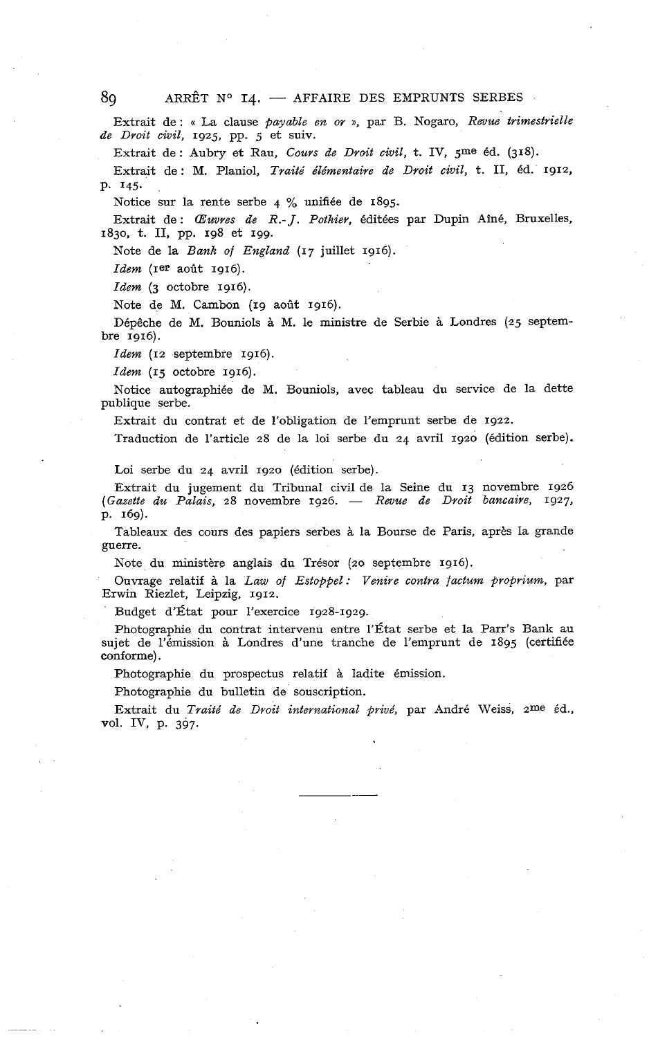Extrait de : « La clause *payable en or* », par B. Nogaro, *Revue trimestrielle de Droit civil*, 1925, pp. 5 et suiv.

Extrait de : Aubry et Rau, *Cours de Droit civil*, t. IV, 5me éd. (318).

Extrait de : M. Planiol, *Traité élémentaire de Droit civil*, t. II, éd. 1912, p. 145.

Notice sur la rente serbe 4 % unifiée de 1895.

Extrait de : *Œuvres de R.-J. Pothier*, éditées par Dupin Aîné, Bruxelles, 1830, t. II, pp. 198 et 199.

Note de la *Bank of England* (17 juillet 1916).

*Idem* (1er août 1916).

*Idem* (3 octobre 1916).

Note de M. Cambon (19 août 1916).

Dépêche de M. Bouniols à M. le ministre de Serbie à Londres (25 septembre 1916).

*Idem* (12 septembre 1916).

*Idem* (15 octobre 1916).

Notice autographiée de M. Bouniols, avec tableau du service de la dette publique serbe.

Extrait du contrat et de l'obligation de l'emprunt serbe de 1922.

Traduction de l'article 28 de la loi serbe du 24 avril 1920 (édition serbe).

Loi serbe du 24 avril 1920 (édition serbe).

Extrait du jugement du Tribunal civil de la Seine du 13 novembre 1926 (*Gazette du Palais*, 28 novembre 1926. — *Revue de Droit bancaire*, 1927, p. 169).

Tableaux des cours des papiers serbes à la Bourse de Paris, après la grande guerre.

Note du ministère anglais du Trésor (20 septembre 1916).

Ouvrage relatif à la *Law of Estoppel : Venire contra factum proprium*, par Erwin Riezlet, Leipzig, 1912.

Budget d'État pour l'exercice 1928-1929.

Photographie du contrat intervenu entre l'État serbe et la Parr's Bank au sujet de l'émission à Londres d'une tranche de l'emprunt de 1895 (certifiée conforme).

Photographie du prospectus relatif à ladite émission.

Photographie du bulletin de souscription.

Extrait du *Traité de Droit international privé*, par André Weiss, 2me éd., vol. IV, p. 397.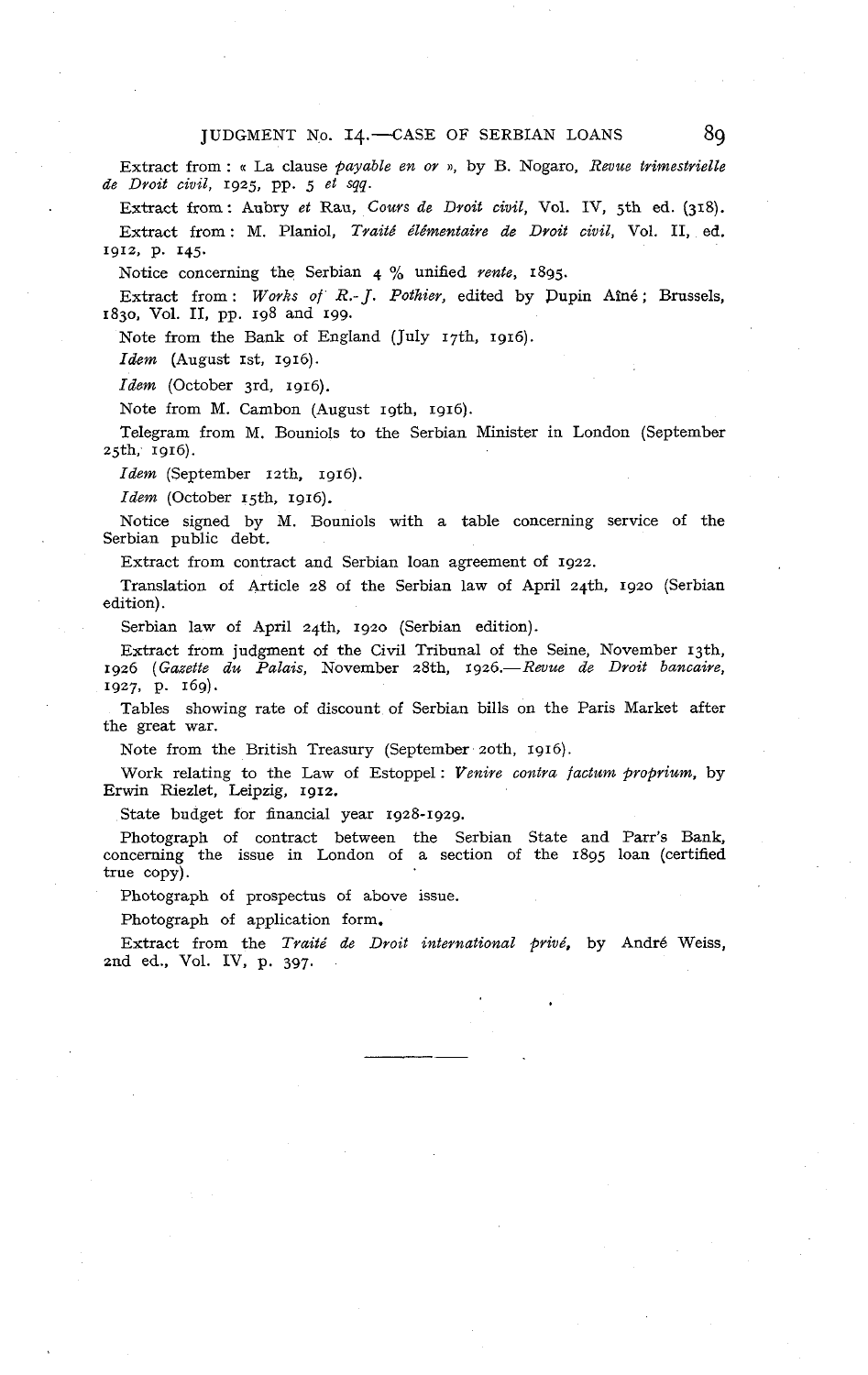Extract from : « La clause *payable en or* », by B. Nogaro, *Revue trimestrielle de Droit civil*, 1925, pp. 5 *et sqq*.

Extract from : Aubry *et* Rau, *Cours de Droit civil*, Vol. IV, 5th ed. (318).

Extract from : M. Planiol, *Traité élémentaire de Droit civil*, Vol. II, ed. 1912, p. 145.

Notice concerning the Serbian 4 % unified *rente*, 1895.

Extract from : *Works of R.-J. Pothier*, edited by Dupin Aîné ; Brussels, 1830, Vol. II, pp. 198 and 199.

Note from the Bank of England (July 17th, 1916).

*Idem* (August 1st, 1916).

*Idem* (October 3rd, 1916).

Note from M. Cambon (August 19th, 1916).

Telegram from M. Bouniols to the Serbian Minister in London (September 25th, 1916).

*Idem* (September 12th, 1916).

*Idem* (October 15th, 1916).

Notice signed by M. Bouniols with a table concerning service of the Serbian public debt.

Extract from contract and Serbian loan agreement of 1922.

Translation of Article 28 of the Serbian law of April 24th, 1920 (Serbian edition).

Serbian law of April 24th, 1920 (Serbian edition).

Extract from judgment of the Civil Tribunal of the Seine, November 13th, 1926 (*Gazette du Palais*, November 28th, 1926.—*Revue de Droit bancaire*, 1927, p. 169).

Tables showing rate of discount of Serbian bills on the Paris Market after the great war.

Note from the British Treasury (September 20th, 1916).

Work relating to the Law of Estoppel : *Venire contra factum proprium*, by Erwin Riezlet, Leipzig, 1912.

State budget for financial year 1928-1929.

Photograph of contract between the Serbian State and Parr's Bank, concerning the issue in London of a section of the 1895 loan (certified true copy).

Photograph of prospectus of above issue.

Photograph of application form.

Extract from the *Traité de Droit international privé*, by André Weiss, 2nd ed., Vol. IV, p. 397.